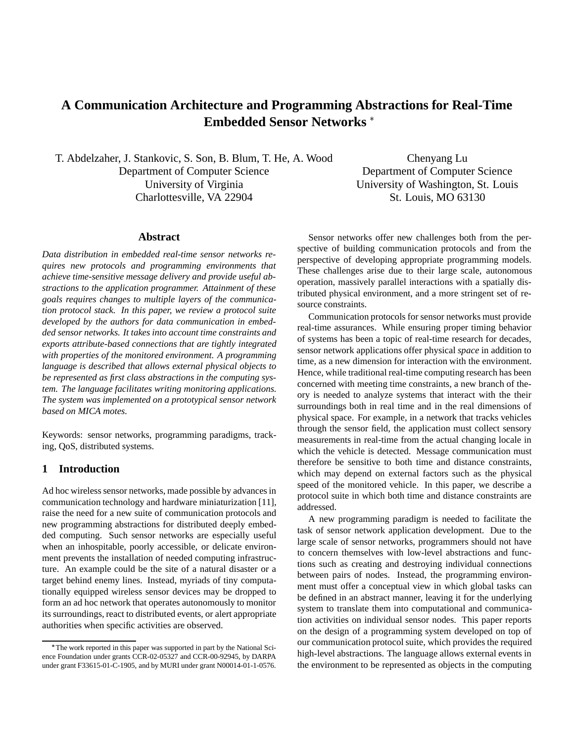# A Communication Architecture and Programming Abstractions for Real-Time Embedded Sensor Networks *

T. Abdelzaher, J. Stankovic, S. Son, B. Blum, T. He, A. Wood
Department of Computer Science
University of Virginia
Charlottesville, VA 22904

Chenyang Lu
Department of Computer Science
University of Washington, St. Louis
St. Louis, MO 63130

## Abstract

*Data distribution in embedded real-time sensor networks requires new protocols and programming environments that achieve time-sensitive message delivery and provide useful abstractions to the application programmer. Attainment of these goals requires changes to multiple layers of the communication protocol stack. In this paper, we review a protocol suite developed by the authors for data communication in embedded sensor networks. It takes into account time constraints and exports attribute-based connections that are tightly integrated with properties of the monitored environment. A programming language is described that allows external physical objects to be represented as first class abstractions in the computing system. The language facilitates writing monitoring applications. The system was implemented on a prototypical sensor network based on MICA motes.*

Keywords: sensor networks, programming paradigms, tracking, QoS, distributed systems.

## 1 Introduction

Ad hoc wireless sensor networks, made possible by advances in communication technology and hardware miniaturization [11], raise the need for a new suite of communication protocols and new programming abstractions for distributed deeply embedded computing. Such sensor networks are especially useful when an inhospitable, poorly accessible, or delicate environment prevents the installation of needed computing infrastructure. An example could be the site of a natural disaster or a target behind enemy lines. Instead, myriads of tiny computationally equipped wireless sensor devices may be dropped to form an ad hoc network that operates autonomously to monitor its surroundings, react to distributed events, or alert appropriate authorities when specific activities are observed.

Sensor networks offer new challenges both from the perspective of building communication protocols and from the perspective of developing appropriate programming models. These challenges arise due to their large scale, autonomous operation, massively parallel interactions with a spatially distributed physical environment, and a more stringent set of resource constraints.

Communication protocols for sensor networks must provide real-time assurances. While ensuring proper timing behavior of systems has been a topic of real-time research for decades, sensor network applications offer physical *space* in addition to time, as a new dimension for interaction with the environment. Hence, while traditional real-time computing research has been concerned with meeting time constraints, a new branch of theory is needed to analyze systems that interact with the their surroundings both in real time and in the real dimensions of physical space. For example, in a network that tracks vehicles through the sensor field, the application must collect sensory measurements in real-time from the actual changing locale in which the vehicle is detected. Message communication must therefore be sensitive to both time and distance constraints, which may depend on external factors such as the physical speed of the monitored vehicle. In this paper, we describe a protocol suite in which both time and distance constraints are addressed.

A new programming paradigm is needed to facilitate the task of sensor network application development. Due to the large scale of sensor networks, programmers should not have to concern themselves with low-level abstractions and functions such as creating and destroying individual connections between pairs of nodes. Instead, the programming environment must offer a conceptual view in which global tasks can be defined in an abstract manner, leaving it for the underlying system to translate them into computational and communication activities on individual sensor nodes. This paper reports on the design of a programming system developed on top of our communication protocol suite, which provides the required high-level abstractions. The language allows external events in the environment to be represented as objects in the computing

*The work reported in this paper was supported in part by the National Science Foundation under grants CCR-02-05327 and CCR-00-92945, by DARPA under grant F33615-01-C-1905, and by MURI under grant N00014-01-1-0576.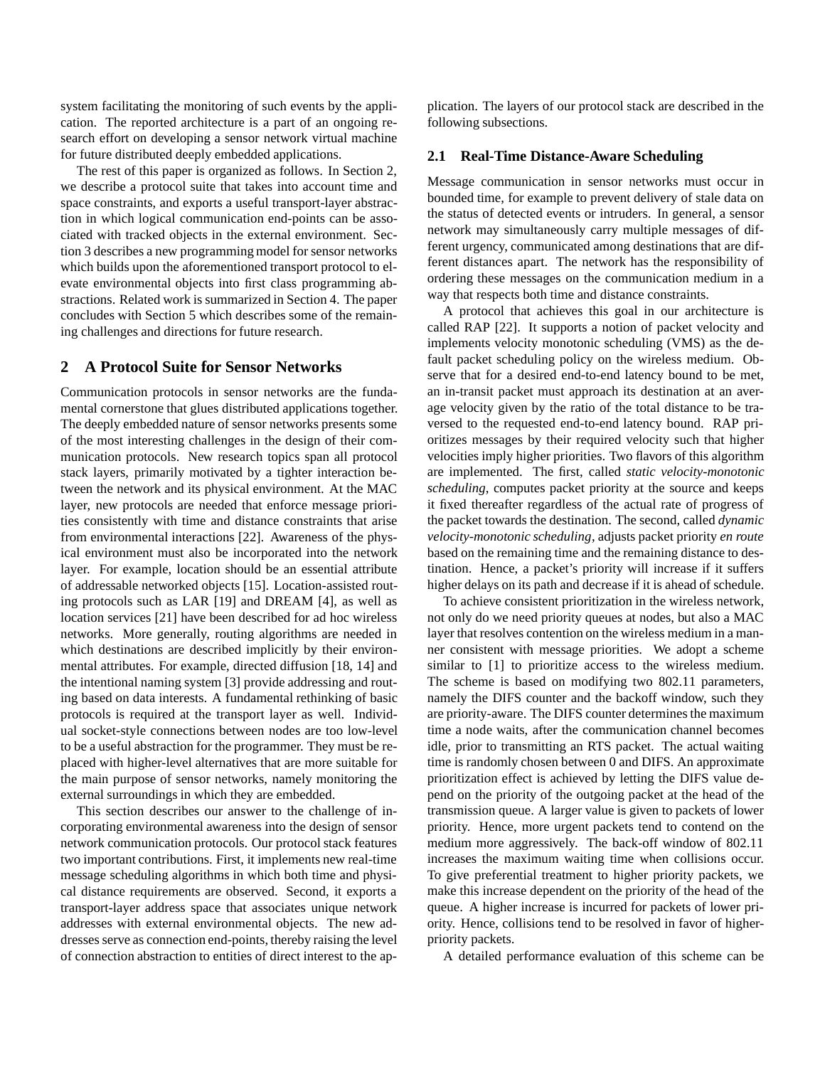system facilitating the monitoring of such events by the application. The reported architecture is a part of an ongoing research effort on developing a sensor network virtual machine for future distributed deeply embedded applications.

The rest of this paper is organized as follows. In Section 2, we describe a protocol suite that takes into account time and space constraints, and exports a useful transport-layer abstraction in which logical communication end-points can be associated with tracked objects in the external environment. Section 3 describes a new programming model for sensor networks which builds upon the aforementioned transport protocol to elevate environmental objects into first class programming abstractions. Related work is summarized in Section 4. The paper concludes with Section 5 which describes some of the remaining challenges and directions for future research.

## 2 A Protocol Suite for Sensor Networks

Communication protocols in sensor networks are the fundamental cornerstone that glues distributed applications together. The deeply embedded nature of sensor networks presents some of the most interesting challenges in the design of their communication protocols. New research topics span all protocol stack layers, primarily motivated by a tighter interaction between the network and its physical environment. At the MAC layer, new protocols are needed that enforce message priorities consistently with time and distance constraints that arise from environmental interactions [22]. Awareness of the physical environment must also be incorporated into the network layer. For example, location should be an essential attribute of addressable networked objects [15]. Location-assisted routing protocols such as LAR [19] and DREAM [4], as well as location services [21] have been described for ad hoc wireless networks. More generally, routing algorithms are needed in which destinations are described implicitly by their environmental attributes. For example, directed diffusion [18, 14] and the intentional naming system [3] provide addressing and routing based on data interests. A fundamental rethinking of basic protocols is required at the transport layer as well. Individual socket-style connections between nodes are too low-level to be a useful abstraction for the programmer. They must be replaced with higher-level alternatives that are more suitable for the main purpose of sensor networks, namely monitoring the external surroundings in which they are embedded.

This section describes our answer to the challenge of incorporating environmental awareness into the design of sensor network communication protocols. Our protocol stack features two important contributions. First, it implements new real-time message scheduling algorithms in which both time and physical distance requirements are observed. Second, it exports a transport-layer address space that associates unique network addresses with external environmental objects. The new addresses serve as connection end-points, thereby raising the level of connection abstraction to entities of direct interest to the application. The layers of our protocol stack are described in the following subsections.

### 2.1 Real-Time Distance-Aware Scheduling

Message communication in sensor networks must occur in bounded time, for example to prevent delivery of stale data on the status of detected events or intruders. In general, a sensor network may simultaneously carry multiple messages of different urgency, communicated among destinations that are different distances apart. The network has the responsibility of ordering these messages on the communication medium in a way that respects both time and distance constraints.

A protocol that achieves this goal in our architecture is called RAP [22]. It supports a notion of packet velocity and implements velocity monotonic scheduling (VMS) as the default packet scheduling policy on the wireless medium. Observe that for a desired end-to-end latency bound to be met, an in-transit packet must approach its destination at an average velocity given by the ratio of the total distance to be traversed to the requested end-to-end latency bound. RAP prioritizes messages by their required velocity such that higher velocities imply higher priorities. Two flavors of this algorithm are implemented. The first, called *static velocity-monotonic scheduling*, computes packet priority at the source and keeps it fixed thereafter regardless of the actual rate of progress of the packet towards the destination. The second, called *dynamic velocity-monotonic scheduling*, adjusts packet priority *en route* based on the remaining time and the remaining distance to destination. Hence, a packet's priority will increase if it suffers higher delays on its path and decrease if it is ahead of schedule.

To achieve consistent prioritization in the wireless network, not only do we need priority queues at nodes, but also a MAC layer that resolves contention on the wireless medium in a manner consistent with message priorities. We adopt a scheme similar to [1] to prioritize access to the wireless medium. The scheme is based on modifying two 802.11 parameters, namely the DIFS counter and the backoff window, such they are priority-aware. The DIFS counter determines the maximum time a node waits, after the communication channel becomes idle, prior to transmitting an RTS packet. The actual waiting time is randomly chosen between 0 and DIFS. An approximate prioritization effect is achieved by letting the DIFS value depend on the priority of the outgoing packet at the head of the transmission queue. A larger value is given to packets of lower priority. Hence, more urgent packets tend to contend on the medium more aggressively. The back-off window of 802.11 increases the maximum waiting time when collisions occur. To give preferential treatment to higher priority packets, we make this increase dependent on the priority of the head of the queue. A higher increase is incurred for packets of lower priority. Hence, collisions tend to be resolved in favor of higher-priority packets.

A detailed performance evaluation of this scheme can be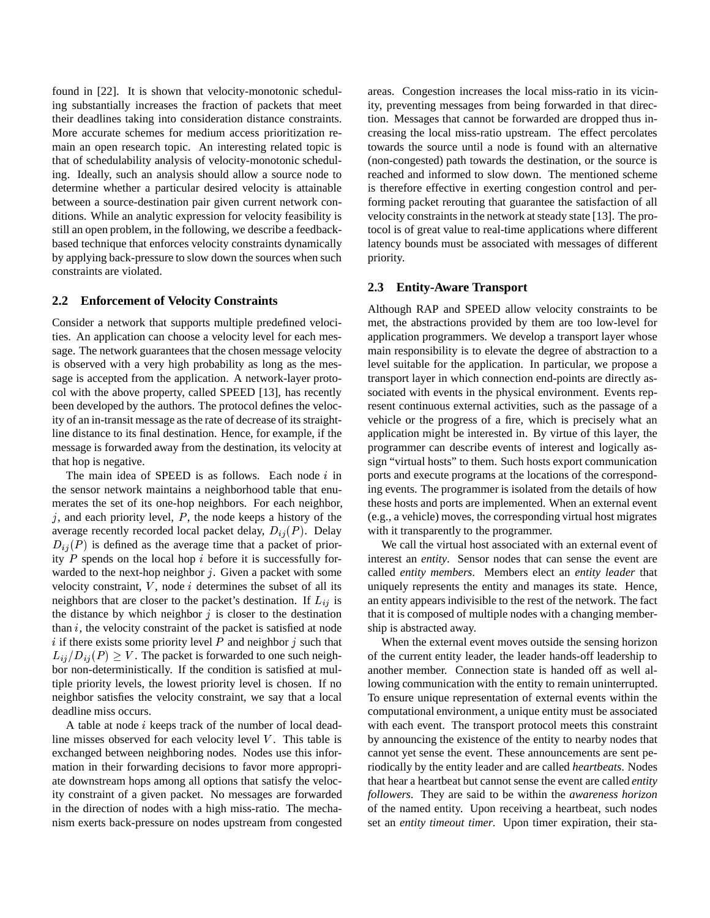found in [22]. It is shown that velocity-monotonic scheduling substantially increases the fraction of packets that meet their deadlines taking into consideration distance constraints. More accurate schemes for medium access prioritization remain an open research topic. An interesting related topic is that of schedulability analysis of velocity-monotonic scheduling. Ideally, such an analysis should allow a source node to determine whether a particular desired velocity is attainable between a source-destination pair given current network conditions. While an analytic expression for velocity feasibility is still an open problem, in the following, we describe a feedback-based technique that enforces velocity constraints dynamically by applying back-pressure to slow down the sources when such constraints are violated.

### 2.2 Enforcement of Velocity Constraints

Consider a network that supports multiple predefined velocities. An application can choose a velocity level for each message. The network guarantees that the chosen message velocity is observed with a very high probability as long as the message is accepted from the application. A network-layer protocol with the above property, called SPEED [13], has recently been developed by the authors. The protocol defines the velocity of an in-transit message as the rate of decrease of its straight-line distance to its final destination. Hence, for example, if the message is forwarded away from the destination, its velocity at that hop is negative.

The main idea of SPEED is as follows. Each node $i$ in the sensor network maintains a neighborhood table that enumerates the set of its one-hop neighbors. For each neighbor, $j$, and each priority level, $P$, the node keeps a history of the average recently recorded local packet delay, $D_{ij}(P)$. Delay $D_{ij}(P)$ is defined as the average time that a packet of priority $P$ spends on the local hop $i$ before it is successfully forwarded to the next-hop neighbor $j$. Given a packet with some velocity constraint, $V$, node $i$ determines the subset of all its neighbors that are closer to the packet's destination. If $L_{ij}$ is the distance by which neighbor $j$ is closer to the destination than $i$, the velocity constraint of the packet is satisfied at node $i$ if there exists some priority level $P$ and neighbor $j$ such that $L_{ij}/D_{ij}(P) \geq V$. The packet is forwarded to one such neighbor non-deterministically. If the condition is satisfied at multiple priority levels, the lowest priority level is chosen. If no neighbor satisfies the velocity constraint, we say that a local deadline miss occurs.

A table at node $i$ keeps track of the number of local deadline misses observed for each velocity level $V$. This table is exchanged between neighboring nodes. Nodes use this information in their forwarding decisions to favor more appropriate downstream hops among all options that satisfy the velocity constraint of a given packet. No messages are forwarded in the direction of nodes with a high miss-ratio. The mechanism exerts back-pressure on nodes upstream from congested areas. Congestion increases the local miss-ratio in its vicinity, preventing messages from being forwarded in that direction. Messages that cannot be forwarded are dropped thus increasing the local miss-ratio upstream. The effect percolates towards the source until a node is found with an alternative (non-congested) path towards the destination, or the source is reached and informed to slow down. The mentioned scheme is therefore effective in exerting congestion control and performing packet rerouting that guarantee the satisfaction of all velocity constraints in the network at steady state [13]. The protocol is of great value to real-time applications where different latency bounds must be associated with messages of different priority.

### 2.3 Entity-Aware Transport

Although RAP and SPEED allow velocity constraints to be met, the abstractions provided by them are too low-level for application programmers. We develop a transport layer whose main responsibility is to elevate the degree of abstraction to a level suitable for the application. In particular, we propose a transport layer in which connection end-points are directly associated with events in the physical environment. Events represent continuous external activities, such as the passage of a vehicle or the progress of a fire, which is precisely what an application might be interested in. By virtue of this layer, the programmer can describe events of interest and logically assign "virtual hosts" to them. Such hosts export communication ports and execute programs at the locations of the corresponding events. The programmer is isolated from the details of how these hosts and ports are implemented. When an external event (e.g., a vehicle) moves, the corresponding virtual host migrates with it transparently to the programmer.

We call the virtual host associated with an external event of interest an *entity*. Sensor nodes that can sense the event are called *entity members*. Members elect an *entity leader* that uniquely represents the entity and manages its state. Hence, an entity appears indivisible to the rest of the network. The fact that it is composed of multiple nodes with a changing membership is abstracted away.

When the external event moves outside the sensing horizon of the current entity leader, the leader hands-off leadership to another member. Connection state is handed off as well allowing communication with the entity to remain uninterrupted. To ensure unique representation of external events within the computational environment, a unique entity must be associated with each event. The transport protocol meets this constraint by announcing the existence of the entity to nearby nodes that cannot yet sense the event. These announcements are sent periodically by the entity leader and are called *heartbeats*. Nodes that hear a heartbeat but cannot sense the event are called *entity followers*. They are said to be within the *awareness horizon* of the named entity. Upon receiving a heartbeat, such nodes set an *entity timeout timer*. Upon timer expiration, their sta-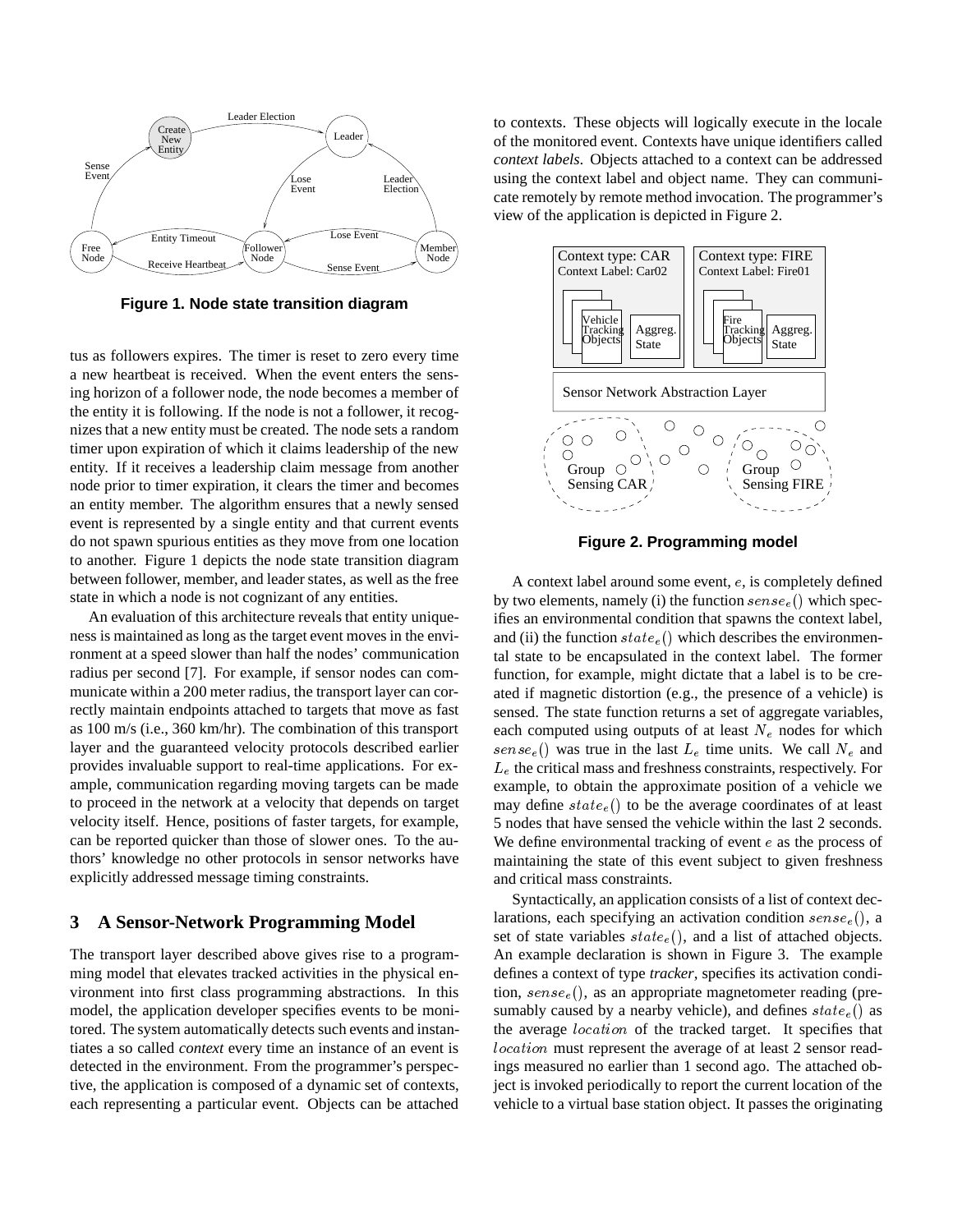Figure 1. Node state transition diagram

tus as followers expires. The timer is reset to zero every time a new heartbeat is received. When the event enters the sensing horizon of a follower node, the node becomes a member of the entity it is following. If the node is not a follower, it recognizes that a new entity must be created. The node sets a random timer upon expiration of which it claims leadership of the new entity. If it receives a leadership claim message from another node prior to timer expiration, it clears the timer and becomes an entity member. The algorithm ensures that a newly sensed event is represented by a single entity and that current events do not spawn spurious entities as they move from one location to another. Figure 1 depicts the node state transition diagram between follower, member, and leader states, as well as the free state in which a node is not cognizant of any entities.

An evaluation of this architecture reveals that entity uniqueness is maintained as long as the target event moves in the environment at a speed slower than half the nodes' communication radius per second [7]. For example, if sensor nodes can communicate within a 200 meter radius, the transport layer can correctly maintain endpoints attached to targets that move as fast as 100 m/s (i.e., 360 km/hr). The combination of this transport layer and the guaranteed velocity protocols described earlier provides invaluable support to real-time applications. For example, communication regarding moving targets can be made to proceed in the network at a velocity that depends on target velocity itself. Hence, positions of faster targets, for example, can be reported quicker than those of slower ones. To the authors' knowledge no other protocols in sensor networks have explicitly addressed message timing constraints.

## 3 A Sensor-Network Programming Model

The transport layer described above gives rise to a programming model that elevates tracked activities in the physical environment into first class programming abstractions. In this model, the application developer specifies events to be monitored. The system automatically detects such events and instantiates a so called *context* every time an instance of an event is detected in the environment. From the programmer's perspective, the application is composed of a dynamic set of contexts, each representing a particular event. Objects can be attached to contexts. These objects will logically execute in the locale of the monitored event. Contexts have unique identifiers called *context labels*. Objects attached to a context can be addressed using the context label and object name. They can communicate remotely by remote method invocation. The programmer's view of the application is depicted in Figure 2.

Figure 2. Programming model

A context label around some event, $e$, is completely defined by two elements, namely (i) the function $sense_e()$ which specifies an environmental condition that spawns the context label, and (ii) the function $state_e()$ which describes the environmental state to be encapsulated in the context label. The former function, for example, might dictate that a label is to be created if magnetic distortion (e.g., the presence of a vehicle) is sensed. The state function returns a set of aggregate variables, each computed using outputs of at least $N_e$ nodes for which $sense_e()$ was true in the last $L_e$ time units. We call $N_e$ and $L_e$ the critical mass and freshness constraints, respectively. For example, to obtain the approximate position of a vehicle we may define $state_e()$ to be the average coordinates of at least 5 nodes that have sensed the vehicle within the last 2 seconds. We define environmental tracking of event $e$ as the process of maintaining the state of this event subject to given freshness and critical mass constraints.

Syntactically, an application consists of a list of context declarations, each specifying an activation condition $sense_e()$, a set of state variables $state_e()$, and a list of attached objects. An example declaration is shown in Figure 3. The example defines a context of type *tracker*, specifies its activation condition, $sense_e()$, as an appropriate magnetometer reading (presumably caused by a nearby vehicle), and defines $state_e()$ as the average $location$ of the tracked target. It specifies that $location$ must represent the average of at least 2 sensor readings measured no earlier than 1 second ago. The attached object is invoked periodically to report the current location of the vehicle to a virtual base station object. It passes the originating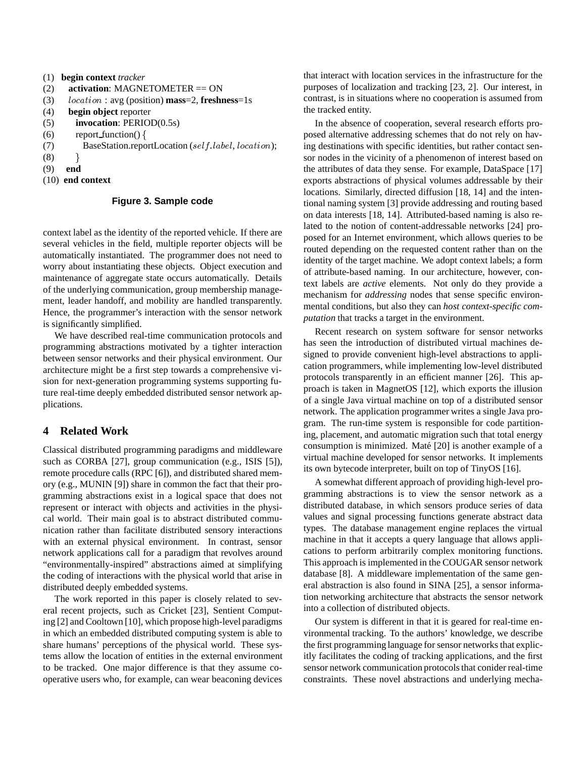```
(1)  begin context tracker
(2)    activation: MAGNETOMETER == ON
(3)    location : avg (position) mass=2, freshness=1s
(4)    begin object reporter
(5)      invocation: PERIOD(0.5s)
(6)      report_function() {
(7)        BaseStation.reportLocation (self.label, location);
(8)      }
(9)    end
(10) end context
```

**Figure 3. Sample code**

context label as the identity of the reported vehicle. If there are several vehicles in the field, multiple reporter objects will be automatically instantiated. The programmer does not need to worry about instantiating these objects. Object execution and maintenance of aggregate state occurs automatically. Details of the underlying communication, group membership management, leader handoff, and mobility are handled transparently. Hence, the programmer's interaction with the sensor network is significantly simplified.

We have described real-time communication protocols and programming abstractions motivated by a tighter interaction between sensor networks and their physical environment. Our architecture might be a first step towards a comprehensive vision for next-generation programming systems supporting future real-time deeply embedded distributed sensor network applications.

## 4 Related Work

Classical distributed programming paradigms and middleware such as CORBA [27], group communication (e.g., ISIS [5]), remote procedure calls (RPC [6]), and distributed shared memory (e.g., MUNIN [9]) share in common the fact that their programming abstractions exist in a logical space that does not represent or interact with objects and activities in the physical world. Their main goal is to abstract distributed communication rather than facilitate distributed sensory interactions with an external physical environment. In contrast, sensor network applications call for a paradigm that revolves around "environmentally-inspired" abstractions aimed at simplifying the coding of interactions with the physical world that arise in distributed deeply embedded systems.

The work reported in this paper is closely related to several recent projects, such as Cricket [23], Sentient Computing [2] and Cooltown [10], which propose high-level paradigms in which an embedded distributed computing system is able to share humans' perceptions of the physical world. These systems allow the location of entities in the external environment to be tracked. One major difference is that they assume cooperative users who, for example, can wear beaconing devices that interact with location services in the infrastructure for the purposes of localization and tracking [23, 2]. Our interest, in contrast, is in situations where no cooperation is assumed from the tracked entity.

In the absence of cooperation, several research efforts proposed alternative addressing schemes that do not rely on having destinations with specific identities, but rather contact sensor nodes in the vicinity of a phenomenon of interest based on the attributes of data they sense. For example, DataSpace [17] exports abstractions of physical volumes addressable by their locations. Similarly, directed diffusion [18, 14] and the intentional naming system [3] provide addressing and routing based on data interests [18, 14]. Attributed-based naming is also related to the notion of content-addressable networks [24] proposed for an Internet environment, which allows queries to be routed depending on the requested content rather than on the identity of the target machine. We adopt context labels; a form of attribute-based naming. In our architecture, however, context labels are *active* elements. Not only do they provide a mechanism for *addressing* nodes that sense specific environmental conditions, but also they can *host context-specific computation* that tracks a target in the environment.

Recent research on system software for sensor networks has seen the introduction of distributed virtual machines designed to provide convenient high-level abstractions to application programmers, while implementing low-level distributed protocols transparently in an efficient manner [26]. This approach is taken in MagnetOS [12], which exports the illusion of a single Java virtual machine on top of a distributed sensor network. The application programmer writes a single Java program. The run-time system is responsible for code partitioning, placement, and automatic migration such that total energy consumption is minimized. Maté [20] is another example of a virtual machine developed for sensor networks. It implements its own bytecode interpreter, built on top of TinyOS [16].

A somewhat different approach of providing high-level programming abstractions is to view the sensor network as a distributed database, in which sensors produce series of data values and signal processing functions generate abstract data types. The database management engine replaces the virtual machine in that it accepts a query language that allows applications to perform arbitrarily complex monitoring functions. This approach is implemented in the COUGAR sensor network database [8]. A middleware implementation of the same general abstraction is also found in SINA [25], a sensor information networking architecture that abstracts the sensor network into a collection of distributed objects.

Our system is different in that it is geared for real-time environmental tracking. To the authors' knowledge, we describe the first programming language for sensor networks that explicitly facilitates the coding of tracking applications, and the first sensor network communication protocols that conider real-time constraints. These novel abstractions and underlying mecha-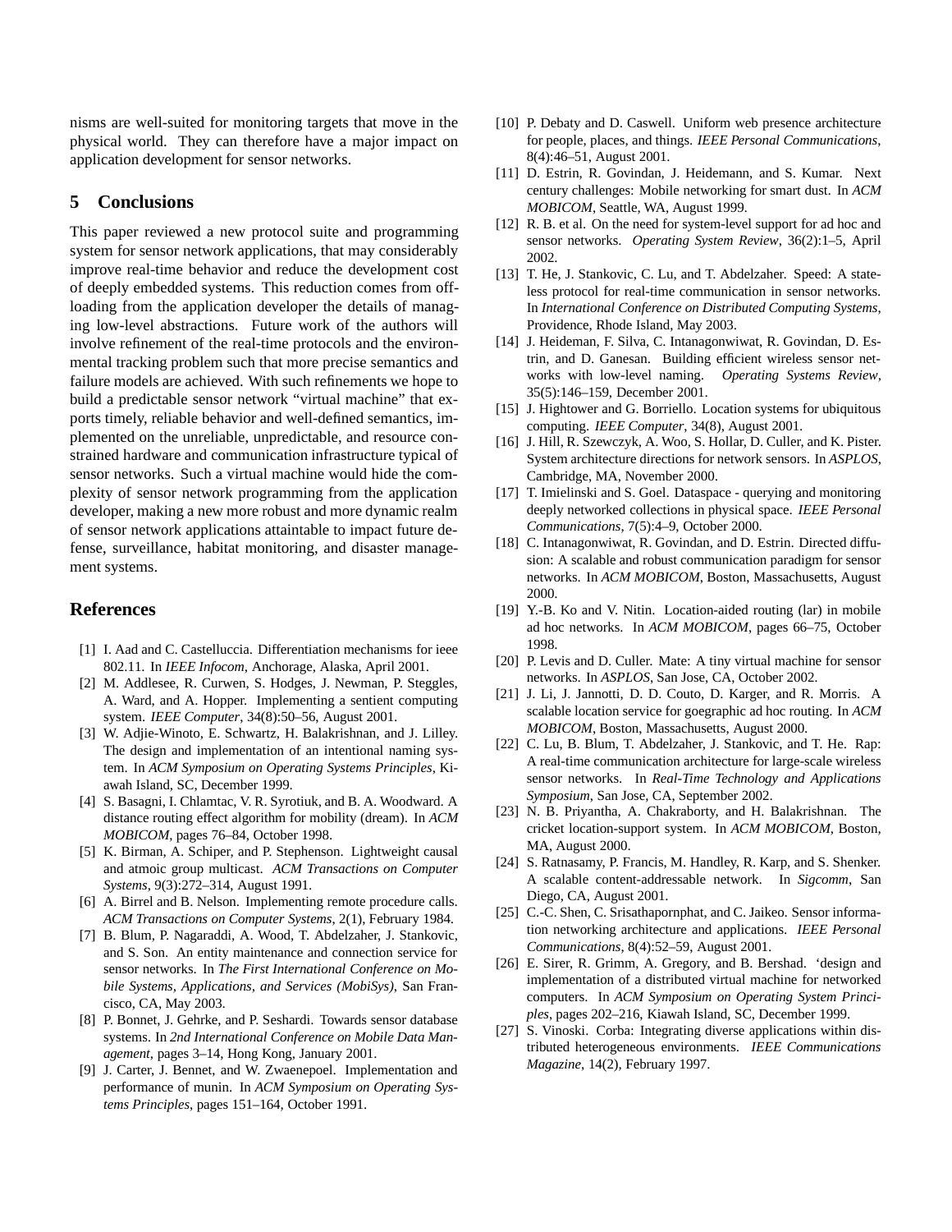nisms are well-suited for monitoring targets that move in the physical world. They can therefore have a major impact on application development for sensor networks.

## 5 Conclusions

This paper reviewed a new protocol suite and programming system for sensor network applications, that may considerably improve real-time behavior and reduce the development cost of deeply embedded systems. This reduction comes from offloading from the application developer the details of managing low-level abstractions. Future work of the authors will involve refinement of the real-time protocols and the environmental tracking problem such that more precise semantics and failure models are achieved. With such refinements we hope to build a predictable sensor network "virtual machine" that exports timely, reliable behavior and well-defined semantics, implemented on the unreliable, unpredictable, and resource constrained hardware and communication infrastructure typical of sensor networks. Such a virtual machine would hide the complexity of sensor network programming from the application developer, making a new more robust and more dynamic realm of sensor network applications attaintable to impact future defense, surveillance, habitat monitoring, and disaster management systems.

## References

[1] I. Aad and C. Castelluccia. Differentiation mechanisms for ieee 802.11. In *IEEE Infocom*, Anchorage, Alaska, April 2001.

[2] M. Addlesee, R. Curwen, S. Hodges, J. Newman, P. Steggles, A. Ward, and A. Hopper. Implementing a sentient computing system. *IEEE Computer*, 34(8):50–56, August 2001.

[3] W. Adjie-Winoto, E. Schwartz, H. Balakrishnan, and J. Lilley. The design and implementation of an intentional naming system. In *ACM Symposium on Operating Systems Principles*, Kiawah Island, SC, December 1999.

[4] S. Basagni, I. Chlamtac, V. R. Syrotiuk, and B. A. Woodward. A distance routing effect algorithm for mobility (dream). In *ACM MOBICOM*, pages 76–84, October 1998.

[5] K. Birman, A. Schiper, and P. Stephenson. Lightweight causal and atmoic group multicast. *ACM Transactions on Computer Systems*, 9(3):272–314, August 1991.

[6] A. Birrel and B. Nelson. Implementing remote procedure calls. *ACM Transactions on Computer Systems*, 2(1), February 1984.

[7] B. Blum, P. Nagaraddi, A. Wood, T. Abdelzaher, J. Stankovic, and S. Son. An entity maintenance and connection service for sensor networks. In *The First International Conference on Mobile Systems, Applications, and Services (MobiSys)*, San Francisco, CA, May 2003.

[8] P. Bonnet, J. Gehrke, and P. Seshardi. Towards sensor database systems. In *2nd International Conference on Mobile Data Management*, pages 3–14, Hong Kong, January 2001.

[9] J. Carter, J. Bennet, and W. Zwaenepoel. Implementation and performance of munin. In *ACM Symposium on Operating Systems Principles*, pages 151–164, October 1991.

[10] P. Debaty and D. Caswell. Uniform web presence architecture for people, places, and things. *IEEE Personal Communications*, 8(4):46–51, August 2001.

[11] D. Estrin, R. Govindan, J. Heidemann, and S. Kumar. Next century challenges: Mobile networking for smart dust. In *ACM MOBICOM*, Seattle, WA, August 1999.

[12] R. B. et al. On the need for system-level support for ad hoc and sensor networks. *Operating System Review*, 36(2):1–5, April 2002.

[13] T. He, J. Stankovic, C. Lu, and T. Abdelzaher. Speed: A stateless protocol for real-time communication in sensor networks. In *International Conference on Distributed Computing Systems*, Providence, Rhode Island, May 2003.

[14] J. Heideman, F. Silva, C. Intanagonwiwat, R. Govindan, D. Estrin, and D. Ganesan. Building efficient wireless sensor networks with low-level naming. *Operating Systems Review*, 35(5):146–159, December 2001.

[15] J. Hightower and G. Borriello. Location systems for ubiquitous computing. *IEEE Computer*, 34(8), August 2001.

[16] J. Hill, R. Szewczyk, A. Woo, S. Hollar, D. Culler, and K. Pister. System architecture directions for network sensors. In *ASPLOS*, Cambridge, MA, November 2000.

[17] T. Imielinski and S. Goel. Dataspace - querying and monitoring deeply networked collections in physical space. *IEEE Personal Communications*, 7(5):4–9, October 2000.

[18] C. Intanagonwiwat, R. Govindan, and D. Estrin. Directed diffusion: A scalable and robust communication paradigm for sensor networks. In *ACM MOBICOM*, Boston, Massachusetts, August 2000.

[19] Y.-B. Ko and V. Nitin. Location-aided routing (lar) in mobile ad hoc networks. In *ACM MOBICOM*, pages 66–75, October 1998.

[20] P. Levis and D. Culler. Mate: A tiny virtual machine for sensor networks. In *ASPLOS*, San Jose, CA, October 2002.

[21] J. Li, J. Jannotti, D. D. Couto, D. Karger, and R. Morris. A scalable location service for goegraphic ad hoc routing. In *ACM MOBICOM*, Boston, Massachusetts, August 2000.

[22] C. Lu, B. Blum, T. Abdelzaher, J. Stankovic, and T. He. Rap: A real-time communication architecture for large-scale wireless sensor networks. In *Real-Time Technology and Applications Symposium*, San Jose, CA, September 2002.

[23] N. B. Priyantha, A. Chakraborty, and H. Balakrishnan. The cricket location-support system. In *ACM MOBICOM*, Boston, MA, August 2000.

[24] S. Ratnasamy, P. Francis, M. Handley, R. Karp, and S. Shenker. A scalable content-addressable network. In *Sigcomm*, San Diego, CA, August 2001.

[25] C.-C. Shen, C. Srisathapornphat, and C. Jaikeo. Sensor information networking architecture and applications. *IEEE Personal Communications*, 8(4):52–59, August 2001.

[26] E. Sirer, R. Grimm, A. Gregory, and B. Bershad. 'design and implementation of a distributed virtual machine for networked computers. In *ACM Symposium on Operating System Principles*, pages 202–216, Kiawah Island, SC, December 1999.

[27] S. Vinoski. Corba: Integrating diverse applications within distributed heterogeneous environments. *IEEE Communications Magazine*, 14(2), February 1997.